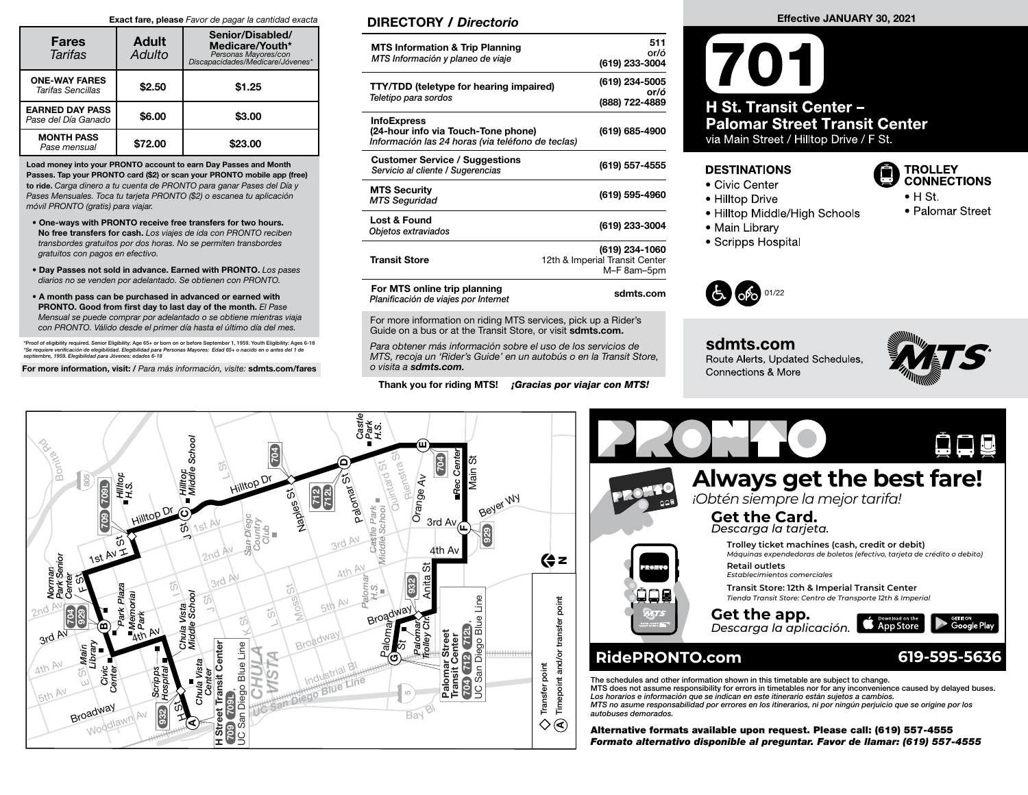**Exact fare, please** *Favor de pagar la cantidad exacta*

| Fares *Tarifas* | Adult *Adulto* | Senior/Disabled/ Medicare/Youth* *Personas Mayores/con Discapacidades/Medicare/Jóvenes** |
|---|---|---|
| **ONE-WAY FARES** *Tarifas Sencillas* | $2.50 | $1.25 |
| **EARNED DAY PASS** *Pase del Día Ganado* | $6.00 | $3.00 |
| **MONTH PASS** *Pase mensual* | $72.00 | $23.00 |

**Load money into your PRONTO account to earn Day Passes and Month Passes. Tap your PRONTO card ($2) or scan your PRONTO mobile app (free) to ride.** *Carga dinero a tu cuenta de PRONTO para ganar Pases del Día y Pases Mensuales. Toca tu tarjeta PRONTO ($2) o escanea tu aplicación móvil PRONTO (gratis) para viajar.*

- **One-ways with PRONTO receive free transfers for two hours. No free transfers for cash.** *Los viajes de ida con PRONTO reciben transbordes gratuitos por dos horas. No se permiten transbordes gratuitos con pagos en efectivo.*
- **Day Passes not sold in advance. Earned with PRONTO.** *Los pases diarios no se venden por adelantado. Se obtienen con PRONTO.*
- **A month pass can be purchased in advanced or earned with PRONTO. Good from first day to last day of the month.** *El Pase Mensual se puede comprar por adelantado o se obtiene mientras viaja con PRONTO. Válido desde el primer día hasta el último día del mes.*

*Proof of eligibility required. Senior Eligibility: Age 65+ or born on or before September 1, 1959. Youth Eligibility: Ages 6-18
*Se requiere verificación de elegibilidad. Elegibilidad para Personas Mayores: Edad 65+ o nacido en o antes del 1 de septiembre, 1959. Elegibilidad para Jóvenes: edades 6-18*

**For more information, visit: /** *Para más información, visite:* **sdmts.com/fares**

## DIRECTORY / *Directorio*

| | |
|---|---|
| **MTS Information & Trip Planning** *MTS Información y planeo de viaje* | 511 or/ó (619) 233-3004 |
| **TTY/TDD (teletype for hearing impaired)** *Teletipo para sordos* | (619) 234-5005 or/ó (888) 722-4889 |
| **InfoExpress (24-hour info via Touch-Tone phone)** *Información las 24 horas (via teléfono de teclas)* | (619) 685-4900 |
| **Customer Service / Suggestions** *Servicio al cliente / Sugerencias* | (619) 557-4555 |
| **MTS Security** *MTS Seguridad* | (619) 595-4960 |
| **Lost & Found** *Objetos extraviados* | (619) 233-3004 |
| **Transit Store** | (619) 234-1060 12th & Imperial Transit Center M–F 8am–5pm |
| **For MTS online trip planning** *Planificación de viajes por Internet* | sdmts.com |

For more information on riding MTS services, pick up a Rider's Guide on a bus or at the Transit Store, or visit **sdmts.com.**

*Para obtener más información sobre el uso de los servicios de MTS, recoja un 'Rider's Guide' en un autobús o en la Transit Store, o visita a* ***sdmts.com.***

**Thank you for riding MTS!** ***¡Gracias por viajar con MTS!***

**Effective JANUARY 30, 2021**

# 701

## H St. Transit Center – Palomar Street Transit Center

via Main Street / Hilltop Drive / F St.

### DESTINATIONS

- Civic Center
- Hilltop Drive
- Hilltop Middle/High Schools
- Main Library
- Scripps Hospital

### TROLLEY CONNECTIONS

- H St.
- Palomar Street

01/22

**sdmts.com**
Route Alerts, Updated Schedules, Connections & More

# PRONTO

## Always get the best fare!

*¡Obtén siempre la mejor tarifa!*

### Get the Card.
*Descarga la tarjeta.*

**Trolley ticket machines (cash, credit or debit)**
*Máquinas expendedoras de boletos (efectivo, tarjeta de crédito o debito)*

**Retail outlets**
*Establecimientos comerciales*

**Transit Store: 12th & Imperial Transit Center**
*Tienda Transit Store: Centro de Transporte 12th & Imperial*

### Get the app.
*Descarga la aplicación.*

**RidePRONTO.com** **619-595-5636**

The schedules and other information shown in this timetable are subject to change.
MTS does not assume responsibility for errors in timetables nor for any inconvenience caused by delayed buses.
*Los horarios e información que se indican en este itinerario están sujetos a cambios.*
*MTS no asume responsabilidad por errores en los itinerarios, ni por ningún perjuicio que se origine por los autobuses demorados.*

**Alternative formats available upon request. Please call: (619) 557-4555**
***Formato alternativo disponible al preguntar. Favor de llamar: (619) 557-4555***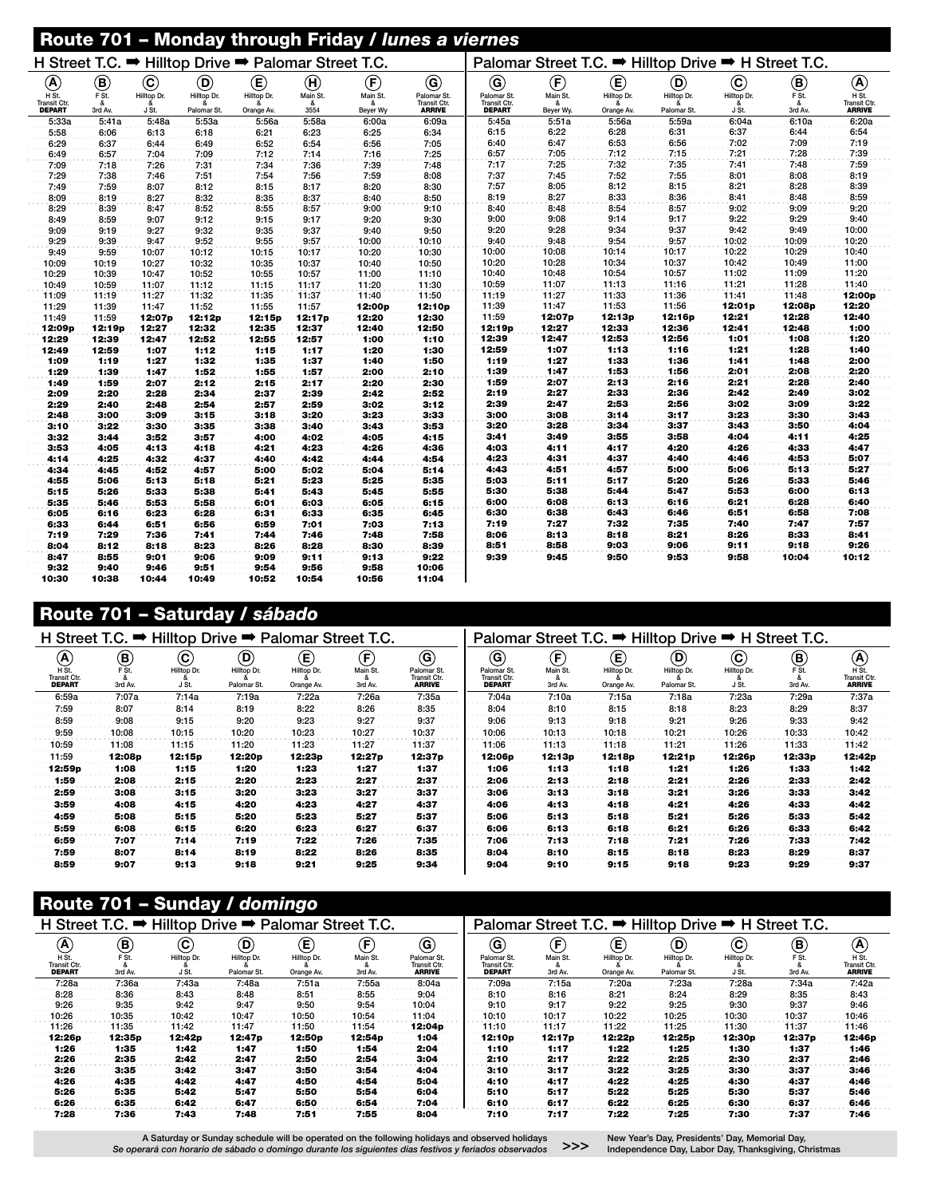## Route 701 – Monday through Friday / *lunes a viernes*

### H Street T.C. ➡ Hilltop Drive ➡ Palomar Street T.C.

| (A) H St. Transit Ctr. DEPART | (B) F St. & 3rd Av. | (C) Hilltop Dr. & J St. | (D) Hilltop Dr. & Palomar St. | (E) Hilltop Dr. & Orange Av. | (H) Main St. & 3554 | (F) Main St. & Beyer Wy | (G) Palomar St. Transit Ctr. ARRIVE |
|---|---|---|---|---|---|---|---|
| 5:33a | 5:41a | 5:48a | 5:53a | 5:56a | 5:58a | 6:00a | 6:09a |
| 5:58 | 6:06 | 6:13 | 6:18 | 6:21 | 6:23 | 6:25 | 6:34 |
| 6:29 | 6:37 | 6:44 | 6:49 | 6:52 | 6:54 | 6:56 | 7:05 |
| 6:49 | 6:57 | 7:04 | 7:09 | 7:12 | 7:14 | 7:16 | 7:25 |
| 7:09 | 7:18 | 7:26 | 7:31 | 7:34 | 7:36 | 7:39 | 7:48 |
| 7:29 | 7:38 | 7:46 | 7:51 | 7:54 | 7:56 | 7:59 | 8:08 |
| 7:49 | 7:59 | 8:07 | 8:12 | 8:15 | 8:17 | 8:20 | 8:30 |
| 8:09 | 8:19 | 8:27 | 8:32 | 8:35 | 8:37 | 8:40 | 8:50 |
| 8:29 | 8:39 | 8:47 | 8:52 | 8:55 | 8:57 | 9:00 | 9:10 |
| 8:49 | 8:59 | 9:07 | 9:12 | 9:15 | 9:17 | 9:20 | 9:30 |
| 9:09 | 9:19 | 9:27 | 9:32 | 9:35 | 9:37 | 9:40 | 9:50 |
| 9:29 | 9:39 | 9:47 | 9:52 | 9:55 | 9:57 | 10:00 | 10:10 |
| 9:49 | 9:59 | 10:07 | 10:12 | 10:15 | 10:17 | 10:20 | 10:30 |
| 10:09 | 10:19 | 10:27 | 10:32 | 10:35 | 10:37 | 10:40 | 10:50 |
| 10:29 | 10:39 | 10:47 | 10:52 | 10:55 | 10:57 | 11:00 | 11:10 |
| 10:49 | 10:59 | 11:07 | 11:12 | 11:15 | 11:17 | 11:20 | 11:30 |
| 11:09 | 11:19 | 11:27 | 11:32 | 11:35 | 11:37 | 11:40 | 11:50 |
| 11:29 | 11:39 | 11:47 | 11:52 | 11:55 | 11:57 | **12:00p** | **12:10p** |
| 11:49 | 11:59 | **12:07p** | **12:12p** | **12:15p** | **12:17p** | **12:20** | **12:30** |
| **12:09p** | **12:19p** | **12:27** | **12:32** | **12:35** | **12:37** | **12:40** | **12:50** |
| **12:29** | **12:39** | **12:47** | **12:52** | **12:55** | **12:57** | **1:00** | **1:10** |
| **12:49** | **12:59** | **1:07** | **1:12** | **1:15** | **1:17** | **1:20** | **1:30** |
| **1:09** | **1:19** | **1:27** | **1:32** | **1:35** | **1:37** | **1:40** | **1:50** |
| **1:29** | **1:39** | **1:47** | **1:52** | **1:55** | **1:57** | **2:00** | **2:10** |
| **1:49** | **1:59** | **2:07** | **2:12** | **2:15** | **2:17** | **2:20** | **2:30** |
| **2:09** | **2:20** | **2:28** | **2:34** | **2:37** | **2:39** | **2:42** | **2:52** |
| **2:29** | **2:40** | **2:48** | **2:54** | **2:57** | **2:59** | **3:02** | **3:12** |
| **2:48** | **3:00** | **3:09** | **3:15** | **3:18** | **3:20** | **3:23** | **3:33** |
| **3:10** | **3:22** | **3:30** | **3:35** | **3:38** | **3:40** | **3:43** | **3:53** |
| **3:32** | **3:44** | **3:52** | **3:57** | **4:00** | **4:02** | **4:05** | **4:15** |
| **3:53** | **4:05** | **4:13** | **4:18** | **4:21** | **4:23** | **4:26** | **4:36** |
| **4:14** | **4:25** | **4:32** | **4:37** | **4:40** | **4:42** | **4:44** | **4:54** |
| **4:34** | **4:45** | **4:52** | **4:57** | **5:00** | **5:02** | **5:04** | **5:14** |
| **4:55** | **5:06** | **5:13** | **5:18** | **5:21** | **5:23** | **5:25** | **5:35** |
| **5:15** | **5:26** | **5:33** | **5:38** | **5:41** | **5:43** | **5:45** | **5:55** |
| **5:35** | **5:46** | **5:53** | **5:58** | **6:01** | **6:03** | **6:05** | **6:15** |
| **6:05** | **6:16** | **6:23** | **6:28** | **6:31** | **6:33** | **6:35** | **6:45** |
| **6:33** | **6:44** | **6:51** | **6:56** | **6:59** | **7:01** | **7:03** | **7:13** |
| **7:19** | **7:29** | **7:36** | **7:41** | **7:44** | **7:46** | **7:48** | **7:58** |
| **8:04** | **8:12** | **8:18** | **8:23** | **8:26** | **8:28** | **8:30** | **8:39** |
| **8:47** | **8:55** | **9:01** | **9:06** | **9:09** | **9:11** | **9:13** | **9:22** |
| **9:32** | **9:40** | **9:46** | **9:51** | **9:54** | **9:56** | **9:58** | **10:06** |
| **10:30** | **10:38** | **10:44** | **10:49** | **10:52** | **10:54** | **10:56** | **11:04** |

### Palomar Street T.C. ➡ Hilltop Drive ➡ H Street T.C.

| (G) Palomar St. Transit Ctr. DEPART | (F) Main St. & Beyer Wy. | (E) Hilltop Dr. & Orange Av. | (D) Hilltop Dr. & Palomar St. | (C) Hilltop Dr. & J St. | (B) F St. & 3rd Av. | (A) H St. Transit Ctr. ARRIVE |
|---|---|---|---|---|---|---|
| 5:45a | 5:51a | 5:56a | 5:59a | 6:04a | 6:10a | 6:20a |
| 6:15 | 6:22 | 6:28 | 6:31 | 6:37 | 6:44 | 6:54 |
| 6:40 | 6:47 | 6:53 | 6:56 | 7:02 | 7:09 | 7:19 |
| 6:57 | 7:05 | 7:12 | 7:15 | 7:21 | 7:28 | 7:39 |
| 7:17 | 7:25 | 7:32 | 7:35 | 7:41 | 7:48 | 7:59 |
| 7:37 | 7:45 | 7:52 | 7:55 | 8:01 | 8:08 | 8:19 |
| 7:57 | 8:05 | 8:12 | 8:15 | 8:21 | 8:28 | 8:39 |
| 8:19 | 8:27 | 8:33 | 8:36 | 8:41 | 8:48 | 8:59 |
| 8:40 | 8:48 | 8:54 | 8:57 | 9:02 | 9:09 | 9:20 |
| 9:00 | 9:08 | 9:14 | 9:17 | 9:22 | 9:29 | 9:40 |
| 9:20 | 9:28 | 9:34 | 9:37 | 9:42 | 9:49 | 10:00 |
| 9:40 | 9:48 | 9:54 | 9:57 | 10:02 | 10:09 | 10:20 |
| 10:00 | 10:08 | 10:14 | 10:17 | 10:22 | 10:29 | 10:40 |
| 10:20 | 10:28 | 10:34 | 10:37 | 10:42 | 10:49 | 11:00 |
| 10:40 | 10:48 | 10:54 | 10:57 | 11:02 | 11:09 | 11:20 |
| 10:59 | 11:07 | 11:13 | 11:16 | 11:21 | 11:28 | 11:40 |
| 11:19 | 11:27 | 11:33 | 11:36 | 11:41 | 11:48 | **12:00p** |
| 11:39 | 11:47 | 11:53 | 11:56 | **12:01p** | **12:08p** | **12:20** |
| 11:59 | **12:07p** | **12:13p** | **12:16p** | **12:21** | **12:28** | **12:40** |
| **12:19p** | **12:27** | **12:33** | **12:36** | **12:41** | **12:48** | **1:00** |
| **12:39** | **12:47** | **12:53** | **12:56** | **1:01** | **1:08** | **1:20** |
| **12:59** | **1:07** | **1:13** | **1:16** | **1:21** | **1:28** | **1:40** |
| **1:19** | **1:27** | **1:33** | **1:36** | **1:41** | **1:48** | **2:00** |
| **1:39** | **1:47** | **1:53** | **1:56** | **2:01** | **2:08** | **2:20** |
| **1:59** | **2:07** | **2:13** | **2:16** | **2:21** | **2:28** | **2:40** |
| **2:19** | **2:27** | **2:33** | **2:36** | **2:42** | **2:49** | **3:02** |
| **2:39** | **2:47** | **2:53** | **2:56** | **3:02** | **3:09** | **3:22** |
| **3:00** | **3:08** | **3:14** | **3:17** | **3:23** | **3:30** | **3:43** |
| **3:20** | **3:28** | **3:34** | **3:37** | **3:43** | **3:50** | **4:04** |
| **3:41** | **3:49** | **3:55** | **3:58** | **4:04** | **4:11** | **4:25** |
| **4:03** | **4:11** | **4:17** | **4:20** | **4:26** | **4:33** | **4:47** |
| **4:23** | **4:31** | **4:37** | **4:40** | **4:46** | **4:53** | **5:07** |
| **4:43** | **4:51** | **4:57** | **5:00** | **5:06** | **5:13** | **5:27** |
| **5:03** | **5:11** | **5:17** | **5:20** | **5:26** | **5:33** | **5:46** |
| **5:30** | **5:38** | **5:44** | **5:47** | **5:53** | **6:00** | **6:13** |
| **6:00** | **6:08** | **6:13** | **6:16** | **6:21** | **6:28** | **6:40** |
| **6:30** | **6:38** | **6:43** | **6:46** | **6:51** | **6:58** | **7:08** |
| **7:19** | **7:27** | **7:32** | **7:35** | **7:40** | **7:47** | **7:57** |
| **8:06** | **8:13** | **8:18** | **8:21** | **8:26** | **8:33** | **8:41** |
| **8:51** | **8:58** | **9:03** | **9:06** | **9:11** | **9:18** | **9:26** |
| **9:39** | **9:45** | **9:50** | **9:53** | **9:58** | **10:04** | **10:12** |

## Route 701 – Saturday / *sábado*

### H Street T.C. ➡ Hilltop Drive ➡ Palomar Street T.C.

| (A) H St. Transit Ctr. DEPART | (B) F St. & 3rd Av. | (C) Hilltop Dr. & J St. | (D) Hilltop Dr. & Palomar St. | (E) Hilltop Dr. & Orange Av. | (F) Main St. & 3rd Av. | (G) Palomar St. Transit Ctr. ARRIVE |
|---|---|---|---|---|---|---|
| 6:59a | 7:07a | 7:14a | 7:19a | 7:22a | 7:26a | 7:35a |
| 7:59 | 8:07 | 8:14 | 8:19 | 8:22 | 8:26 | 8:35 |
| 8:59 | 9:08 | 9:15 | 9:20 | 9:23 | 9:27 | 9:37 |
| 9:59 | 10:08 | 10:15 | 10:20 | 10:23 | 10:27 | 10:37 |
| 10:59 | 11:08 | 11:15 | 11:20 | 11:23 | 11:27 | 11:37 |
| 11:59 | **12:08p** | **12:15p** | **12:20p** | **12:23p** | **12:27p** | **12:37p** |
| **12:59p** | **1:08** | **1:15** | **1:20** | **1:23** | **1:27** | **1:37** |
| **1:59** | **2:08** | **2:15** | **2:20** | **2:23** | **2:27** | **2:37** |
| **2:59** | **3:08** | **3:15** | **3:20** | **3:23** | **3:27** | **3:37** |
| **3:59** | **4:08** | **4:15** | **4:20** | **4:23** | **4:27** | **4:37** |
| **4:59** | **5:08** | **5:15** | **5:20** | **5:23** | **5:27** | **5:37** |
| **5:59** | **6:08** | **6:15** | **6:20** | **6:23** | **6:27** | **6:37** |
| **6:59** | **7:07** | **7:14** | **7:19** | **7:22** | **7:26** | **7:35** |
| **7:59** | **8:07** | **8:14** | **8:19** | **8:22** | **8:26** | **8:35** |
| **8:59** | **9:07** | **9:13** | **9:18** | **9:21** | **9:25** | **9:34** |

### Palomar Street T.C. ➡ Hilltop Drive ➡ H Street T.C.

| (G) Palomar St. Transit Ctr. DEPART | (F) Main St. & 3rd Av. | (E) Hilltop Dr. & Orange Av. | (D) Hilltop Dr. & Palomar St. | (C) Hilltop Dr. & J St. | (B) F St. & 3rd Av. | (A) H St. Transit Ctr. ARRIVE |
|---|---|---|---|---|---|---|
| 7:04a | 7:10a | 7:15a | 7:18a | 7:23a | 7:29a | 7:37a |
| 8:04 | 8:10 | 8:15 | 8:18 | 8:23 | 8:29 | 8:37 |
| 9:06 | 9:13 | 9:18 | 9:21 | 9:26 | 9:33 | 9:42 |
| 10:06 | 10:13 | 10:18 | 10:21 | 10:26 | 10:33 | 10:42 |
| 11:06 | 11:13 | 11:18 | 11:21 | 11:26 | 11:33 | 11:42 |
| **12:06p** | **12:13p** | **12:18p** | **12:21p** | **12:26p** | **12:33p** | **12:42p** |
| **1:06** | **1:13** | **1:18** | **1:21** | **1:26** | **1:33** | **1:42** |
| **2:06** | **2:13** | **2:18** | **2:21** | **2:26** | **2:33** | **2:42** |
| **3:06** | **3:13** | **3:18** | **3:21** | **3:26** | **3:33** | **3:42** |
| **4:06** | **4:13** | **4:18** | **4:21** | **4:26** | **4:33** | **4:42** |
| **5:06** | **5:13** | **5:18** | **5:21** | **5:26** | **5:33** | **5:42** |
| **6:06** | **6:13** | **6:18** | **6:21** | **6:26** | **6:33** | **6:42** |
| **7:06** | **7:13** | **7:18** | **7:21** | **7:26** | **7:33** | **7:42** |
| **8:04** | **8:10** | **8:15** | **8:18** | **8:23** | **8:29** | **8:37** |
| **9:04** | **9:10** | **9:15** | **9:18** | **9:23** | **9:29** | **9:37** |

## Route 701 – Sunday / *domingo*

### H Street T.C. ➡ Hilltop Drive ➡ Palomar Street T.C.

| (A) H St. Transit Ctr. DEPART | (B) F St. & 3rd Av. | (C) Hilltop Dr. & J St. | (D) Hilltop Dr. & Palomar St. | (E) Hilltop Dr. & Orange Av. | (F) Main St. & 3rd Av. | (G) Palomar St. Transit Ctr. ARRIVE |
|---|---|---|---|---|---|---|
| 7:28a | 7:36a | 7:43a | 7:48a | 7:51a | 7:55a | 8:04a |
| 8:28 | 8:36 | 8:43 | 8:48 | 8:51 | 8:55 | 9:04 |
| 9:26 | 9:35 | 9:42 | 9:47 | 9:50 | 9:54 | 10:04 |
| 10:26 | 10:35 | 10:42 | 10:47 | 10:50 | 10:54 | 11:04 |
| 11:26 | 11:35 | 11:42 | 11:47 | 11:50 | 11:54 | **12:04p** |
| **12:26p** | **12:35p** | **12:42p** | **12:47p** | **12:50p** | **12:54p** | **1:04** |
| **1:26** | **1:35** | **1:42** | **1:47** | **1:50** | **1:54** | **2:04** |
| **2:26** | **2:35** | **2:42** | **2:47** | **2:50** | **2:54** | **3:04** |
| **3:26** | **3:35** | **3:42** | **3:47** | **3:50** | **3:54** | **4:04** |
| **4:26** | **4:35** | **4:42** | **4:47** | **4:50** | **4:54** | **5:04** |
| **5:26** | **5:35** | **5:42** | **5:47** | **5:50** | **5:54** | **6:04** |
| **6:26** | **6:35** | **6:42** | **6:47** | **6:50** | **6:54** | **7:04** |
| **7:28** | **7:36** | **7:43** | **7:48** | **7:51** | **7:55** | **8:04** |

### Palomar Street T.C. ➡ Hilltop Drive ➡ H Street T.C.

| (G) Palomar St. Transit Ctr. DEPART | (F) Main St. & 3rd Av. | (E) Hilltop Dr. & Orange Av. | (D) Hilltop Dr. & Palomar St. | (C) Hilltop Dr. & J St. | (B) F St. & 3rd Av. | (A) H St. Transit Ctr. ARRIVE |
|---|---|---|---|---|---|---|
| 7:09a | 7:15a | 7:20a | 7:23a | 7:28a | 7:34a | 7:42a |
| 8:10 | 8:16 | 8:21 | 8:24 | 8:29 | 8:35 | 8:43 |
| 9:10 | 9:17 | 9:22 | 9:25 | 9:30 | 9:37 | 9:46 |
| 10:10 | 10:17 | 10:22 | 10:25 | 10:30 | 10:37 | 10:46 |
| 11:10 | 11:17 | 11:22 | 11:25 | 11:30 | 11:37 | 11:46 |
| **12:10p** | **12:17p** | **12:22p** | **12:25p** | **12:30p** | **12:37p** | **12:46p** |
| **1:10** | **1:17** | **1:22** | **1:25** | **1:30** | **1:37** | **1:46** |
| **2:10** | **2:17** | **2:22** | **2:25** | **2:30** | **2:37** | **2:46** |
| **3:10** | **3:17** | **3:22** | **3:25** | **3:30** | **3:37** | **3:46** |
| **4:10** | **4:17** | **4:22** | **4:25** | **4:30** | **4:37** | **4:46** |
| **5:10** | **5:17** | **5:22** | **5:25** | **5:30** | **5:37** | **5:46** |
| **6:10** | **6:17** | **6:22** | **6:25** | **6:30** | **6:37** | **6:46** |
| **7:10** | **7:17** | **7:22** | **7:25** | **7:30** | **7:37** | **7:46** |

A Saturday or Sunday schedule will be operated on the following holidays and observed holidays
*Se operará con horario de sábado o domingo durante los siguientes días festivos y feriados observados* >>> New Year's Day, Presidents' Day, Memorial Day, Independence Day, Labor Day, Thanksgiving, Christmas